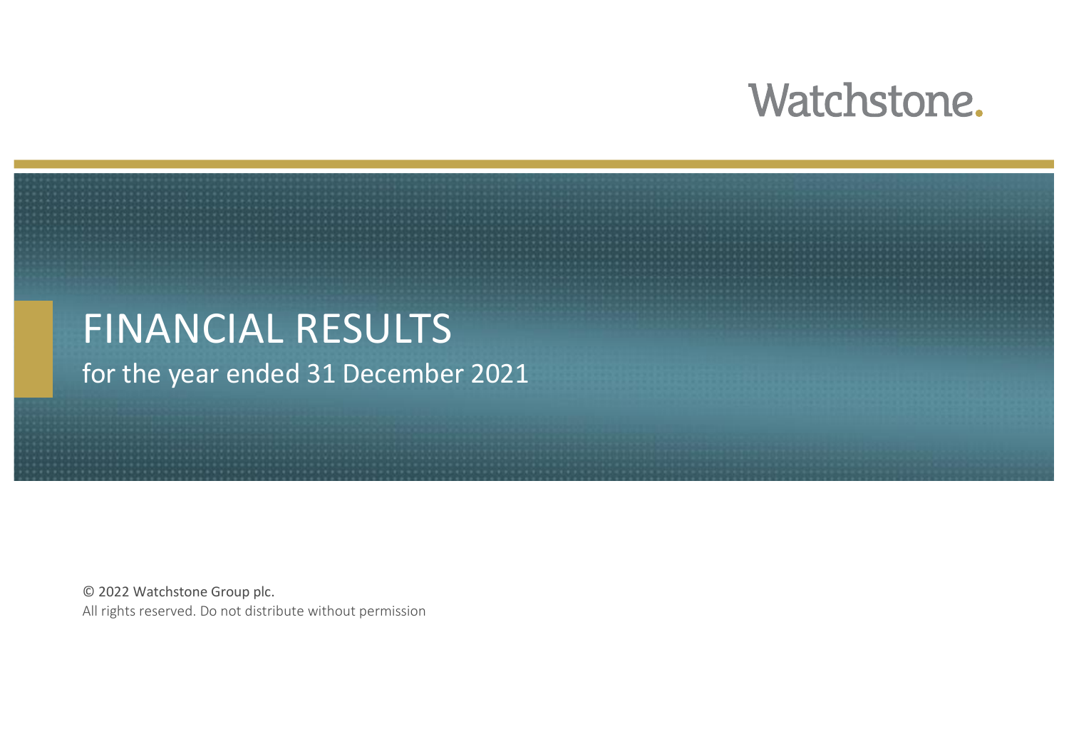Watchstone.

# FINANCIAL RESULTS

## for the year ended 31 December 2021

© 2022 Watchstone Group plc.

All rights reserved. Do not distribute without permission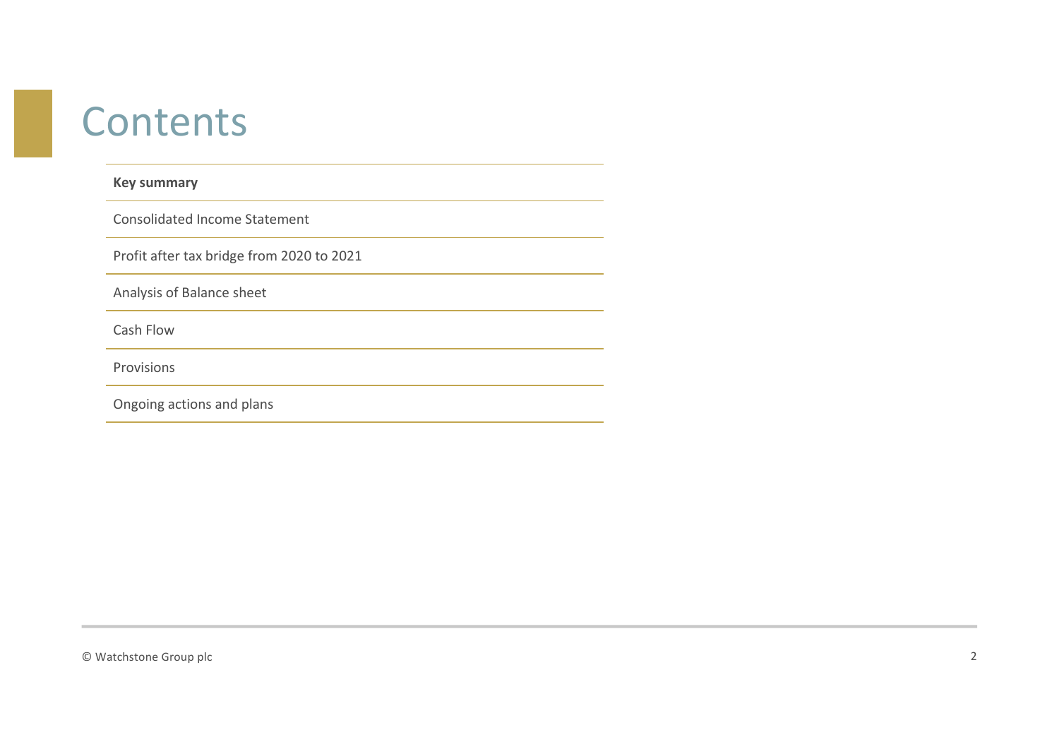# Contents

- **Key summary**
- Consolidated Income Statement
- Profit after tax bridge from 2020 to 2021
- Analysis of Balance sheet
- Cash Flow
- Provisions
- Ongoing actions and plans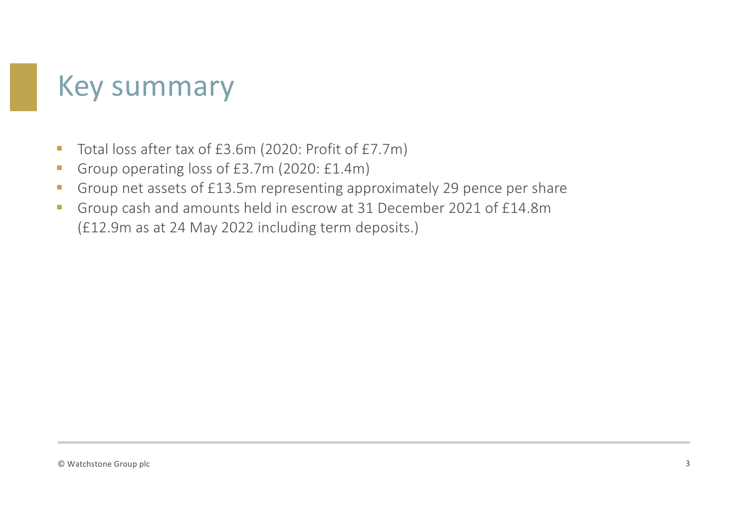# Key summary

- Total loss after tax of £3.6m (2020: Profit of £7.7m)
- Group operating loss of £3.7m (2020: £1.4m)
- Group net assets of £13.5m representing approximately 29 pence per share
- Group cash and amounts held in escrow at 31 December 2021 of £14.8m (£12.9m as at 24 May 2022 including term deposits.)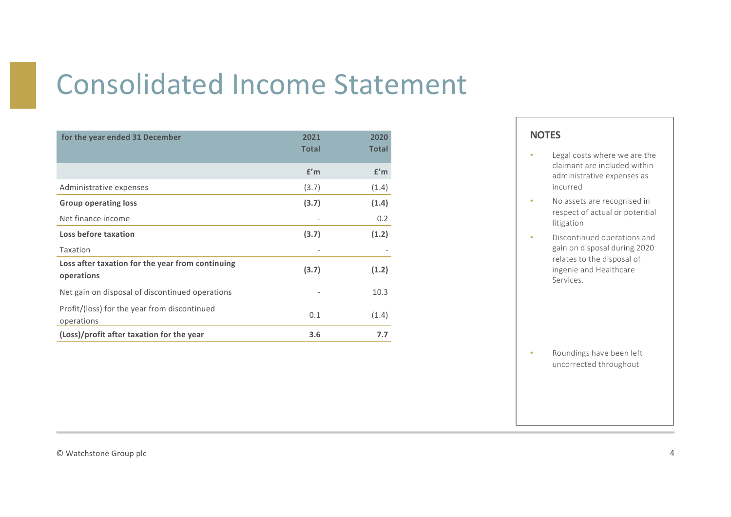# Consolidated Income Statement

| for the year ended 31 December | 2021 Total | 2020 Total |
|---|---|---|
| | £'m | £'m |
| Administrative expenses | (3.7) | (1.4) |
| **Group operating loss** | **(3.7)** | **(1.4)** |
| Net finance income | - | 0.2 |
| **Loss before taxation** | **(3.7)** | **(1.2)** |
| Taxation | - | - |
| **Loss after taxation for the year from continuing operations** | **(3.7)** | **(1.2)** |
| Net gain on disposal of discontinued operations | - | 10.3 |
| Profit/(loss) for the year from discontinued operations | 0.1 | (1.4) |
| **(Loss)/profit after taxation for the year** | **3.6** | **7.7** |

## NOTES

- Legal costs where we are the claimant are included within administrative expenses as incurred
- No assets are recognised in respect of actual or potential litigation
- Discontinued operations and gain on disposal during 2020 relates to the disposal of ingenie and Healthcare Services.
- Roundings have been left uncorrected throughout

© Watchstone Group plc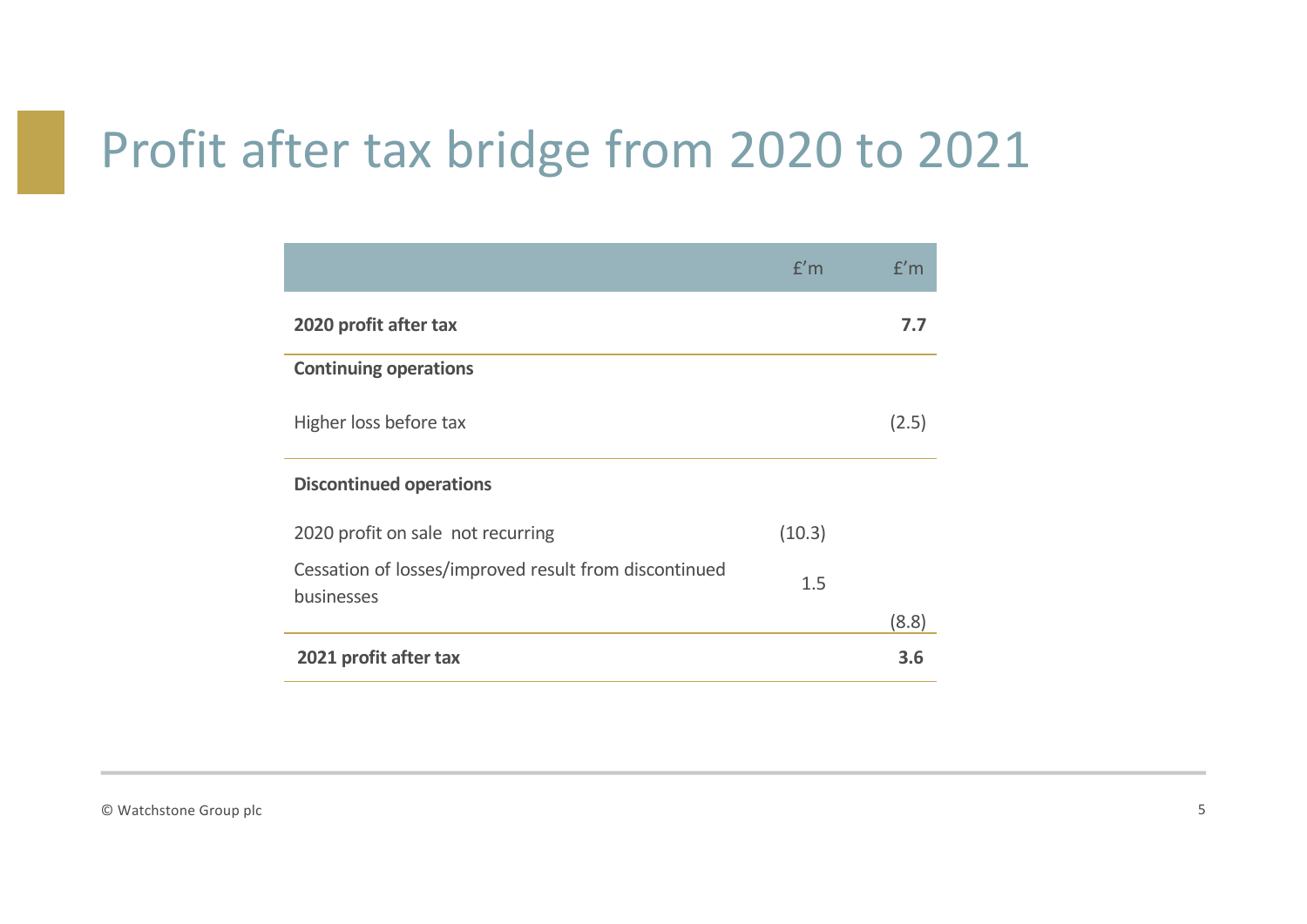# Profit after tax bridge from 2020 to 2021

| | £'m | £'m |
|---|---|---|
| **2020 profit after tax** | | **7.7** |
| **Continuing operations** | | |
| Higher loss before tax | | (2.5) |
| **Discontinued operations** | | |
| 2020 profit on sale not recurring | (10.3) | |
| Cessation of losses/improved result from discontinued businesses | 1.5 | |
| | | (8.8) |
| **2021 profit after tax** | | **3.6** |

© Watchstone Group plc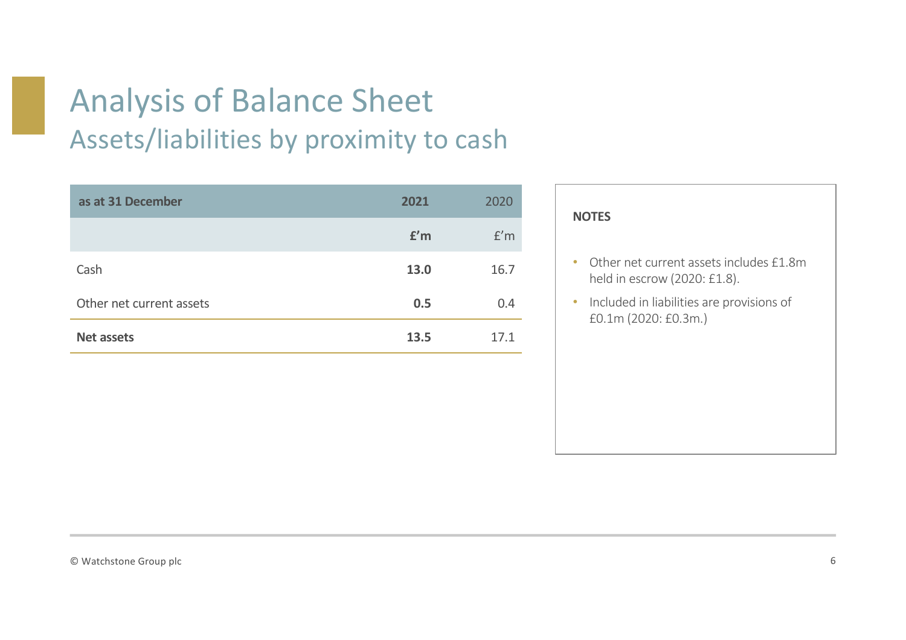# Analysis of Balance Sheet

## Assets/liabilities by proximity to cash

| as at 31 December | 2021 | 2020 |
|---|---|---|
| | **£'m** | £'m |
| Cash | **13.0** | 16.7 |
| Other net current assets | **0.5** | 0.4 |
| **Net assets** | **13.5** | 17.1 |

**NOTES**

- Other net current assets includes £1.8m held in escrow (2020: £1.8).
- Included in liabilities are provisions of £0.1m (2020: £0.3m.)

© Watchstone Group plc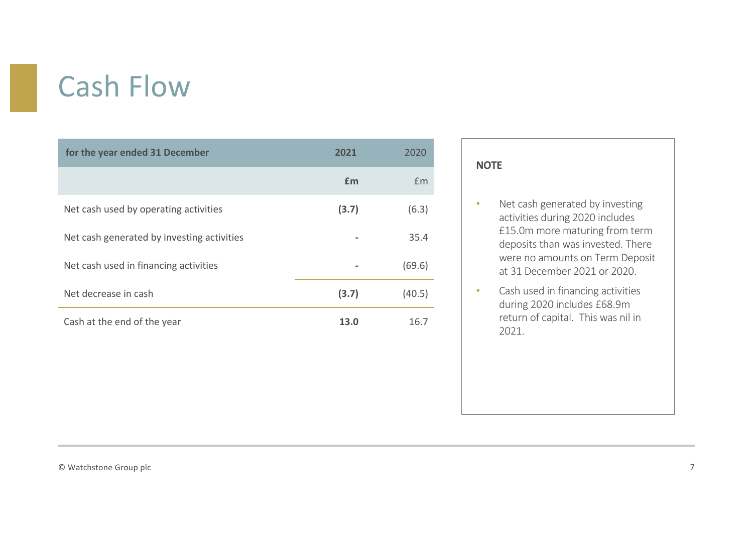# Cash Flow

| for the year ended 31 December | **2021** | 2020 |
|---|---|---|
| | **£m** | £m |
| Net cash used by operating activities | **(3.7)** | (6.3) |
| Net cash generated by investing activities | **-** | 35.4 |
| Net cash used in financing activities | **-** | (69.6) |
| Net decrease in cash | **(3.7)** | (40.5) |
| Cash at the end of the year | **13.0** | 16.7 |

**NOTE**

- Net cash generated by investing activities during 2020 includes £15.0m more maturing from term deposits than was invested. There were no amounts on Term Deposit at 31 December 2021 or 2020.
- Cash used in financing activities during 2020 includes £68.9m return of capital. This was nil in 2021.

© Watchstone Group plc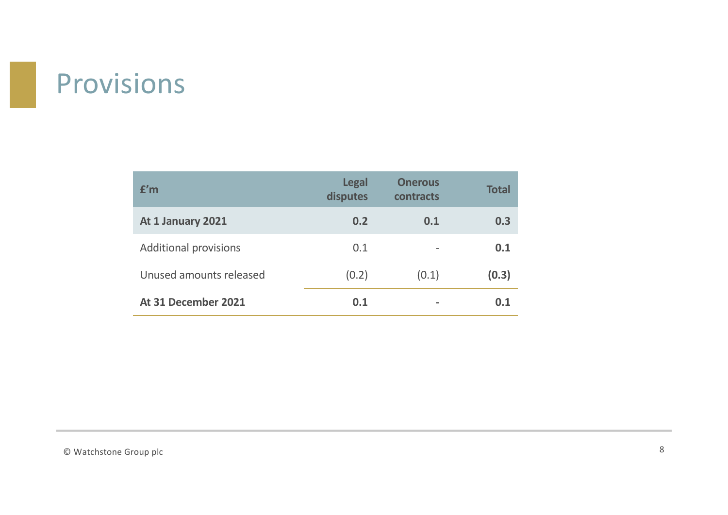# Provisions

| £'m | Legal disputes | Onerous contracts | Total |
|---|---|---|---|
| **At 1 January 2021** | **0.2** | **0.1** | **0.3** |
| Additional provisions | 0.1 | - | **0.1** |
| Unused amounts released | (0.2) | (0.1) | **(0.3)** |
| **At 31 December 2021** | **0.1** | **-** | **0.1** |

© Watchstone Group plc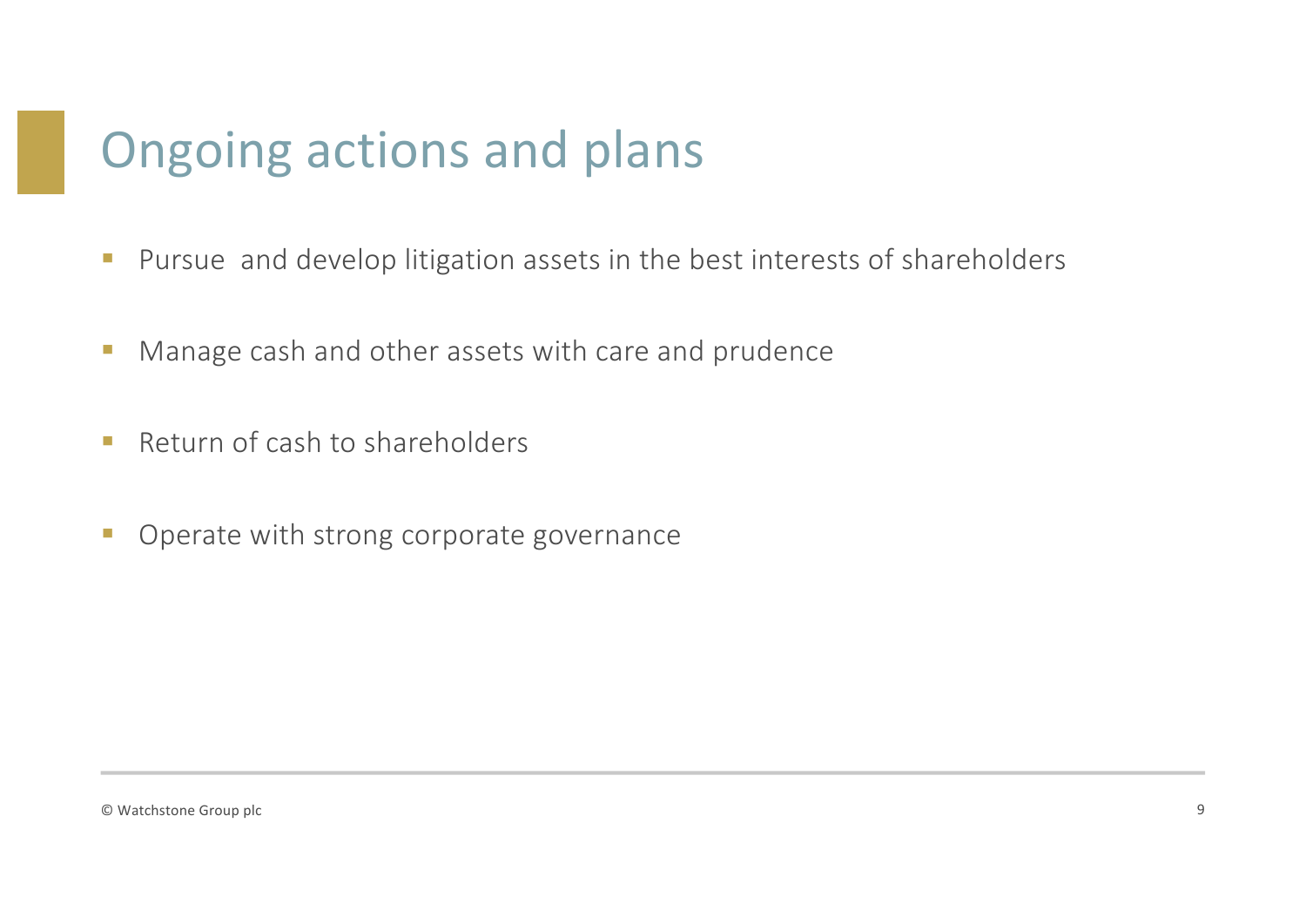# Ongoing actions and plans

- Pursue and develop litigation assets in the best interests of shareholders
- Manage cash and other assets with care and prudence
- Return of cash to shareholders
- Operate with strong corporate governance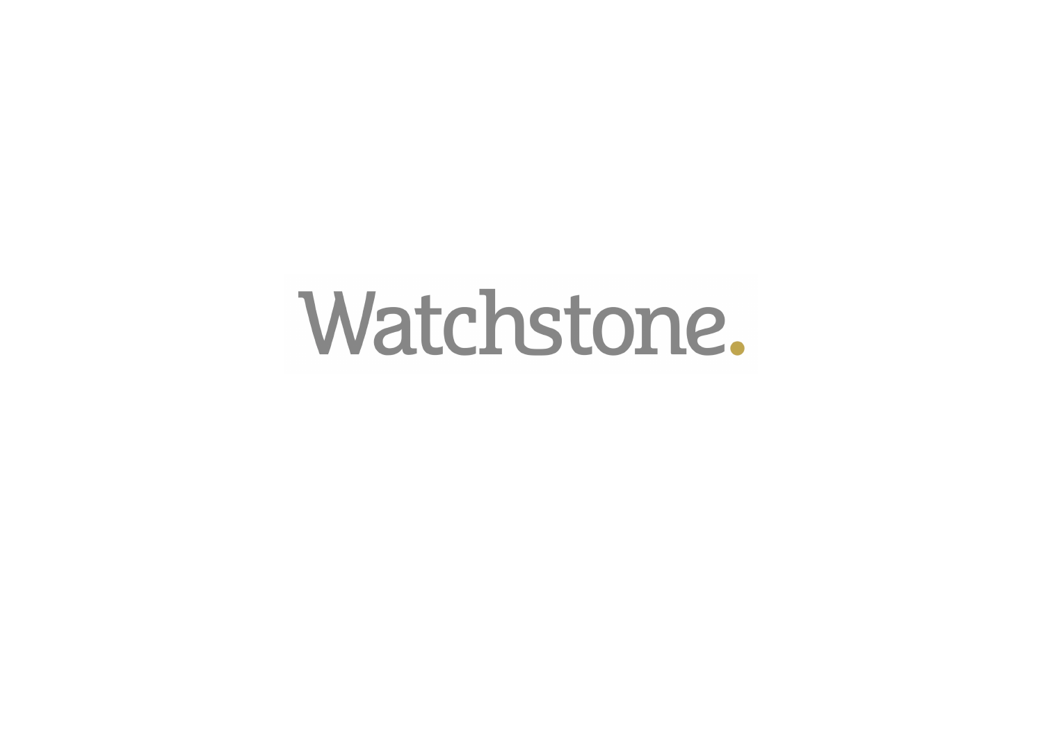Watchstone.